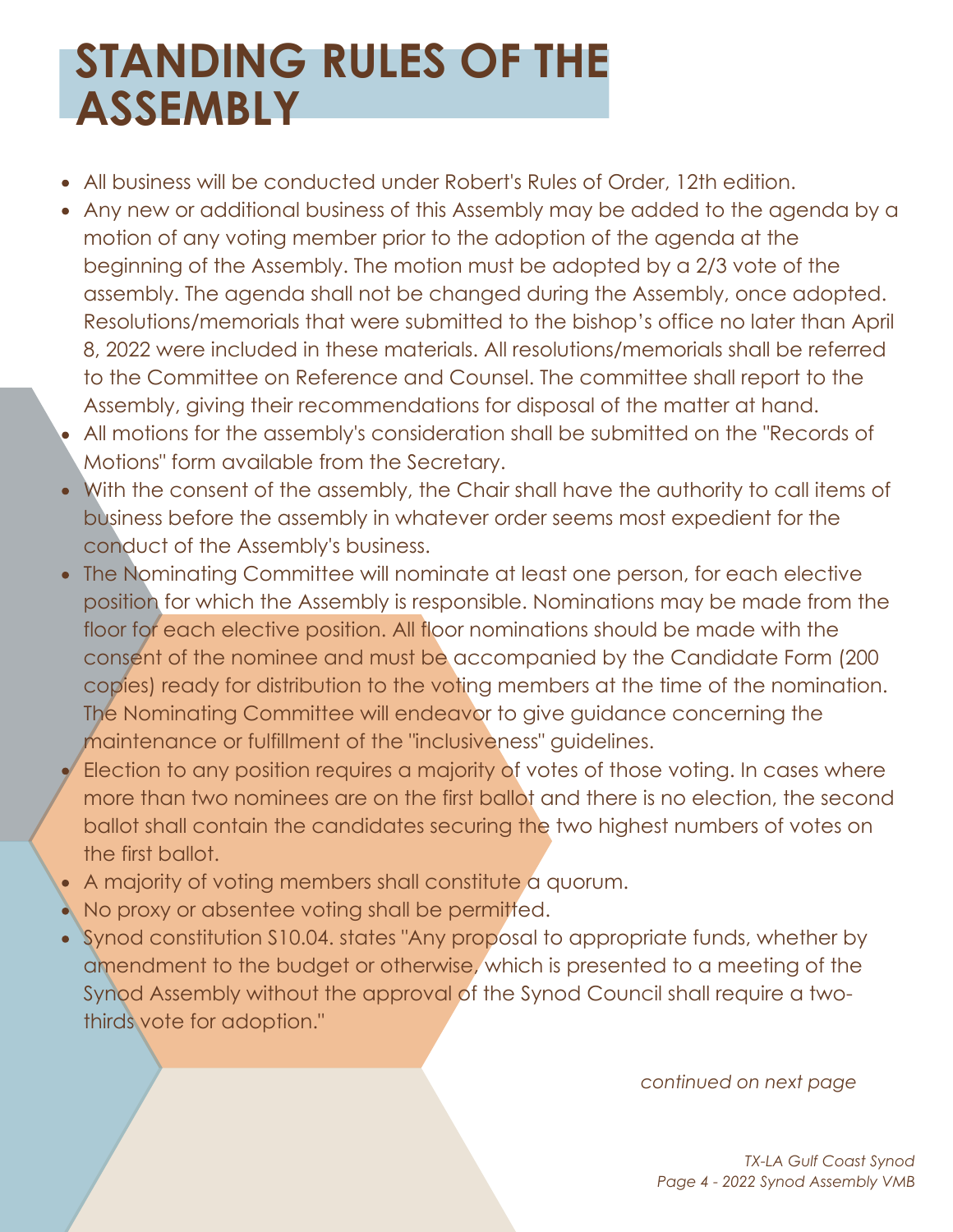# STANDING RULES OF THE ASSEMBLY

- All business will be conducted under Robert's Rules of Order, 12th edition.
- Any new or additional business of this Assembly may be added to the agenda by a motion of any voting member prior to the adoption of the agenda at the beginning of the Assembly. The motion must be adopted by a 2/3 vote of the assembly. The agenda shall not be changed during the Assembly, once adopted. Resolutions/memorials that were submitted to the bishop's office no later than April 8, 2022 were included in these materials. All resolutions/memorials shall be referred to the Committee on Reference and Counsel. The committee shall report to the Assembly, giving their recommendations for disposal of the matter at hand.
- All motions for the assembly's consideration shall be submitted on the "Records of Motions" form available from the Secretary.
- With the consent of the assembly, the Chair shall have the authority to call items of business before the assembly in whatever order seems most expedient for the conduct of the Assembly's business.
- The Nominating Committee will nominate at least one person, for each elective position for which the Assembly is responsible. Nominations may be made from the floor for each elective position. All floor nominations should be made with the consent of the nominee and must be accompanied by the Candidate Form (200 copies) ready for distribution to the voting members at the time of the nomination. The Nominating Committee will endeavor to give guidance concerning the maintenance or fulfillment of the "inclusiveness" guidelines.
- Election to any position requires a majority of votes of those voting. In cases where more than two nominees are on the first ballot and there is no election, the second ballot shall contain the candidates securing the two highest numbers of votes on the first ballot.
- A majority of voting members shall constitute a quorum.
- No proxy or absentee voting shall be permitted.
- Synod constitution S10.04. states "Any proposal to appropriate funds, whether by amendment to the budget or otherwise, which is presented to a meeting of the Synod Assembly without the approval of the Synod Council shall require a two-thirds vote for adoption."

*continued on next page*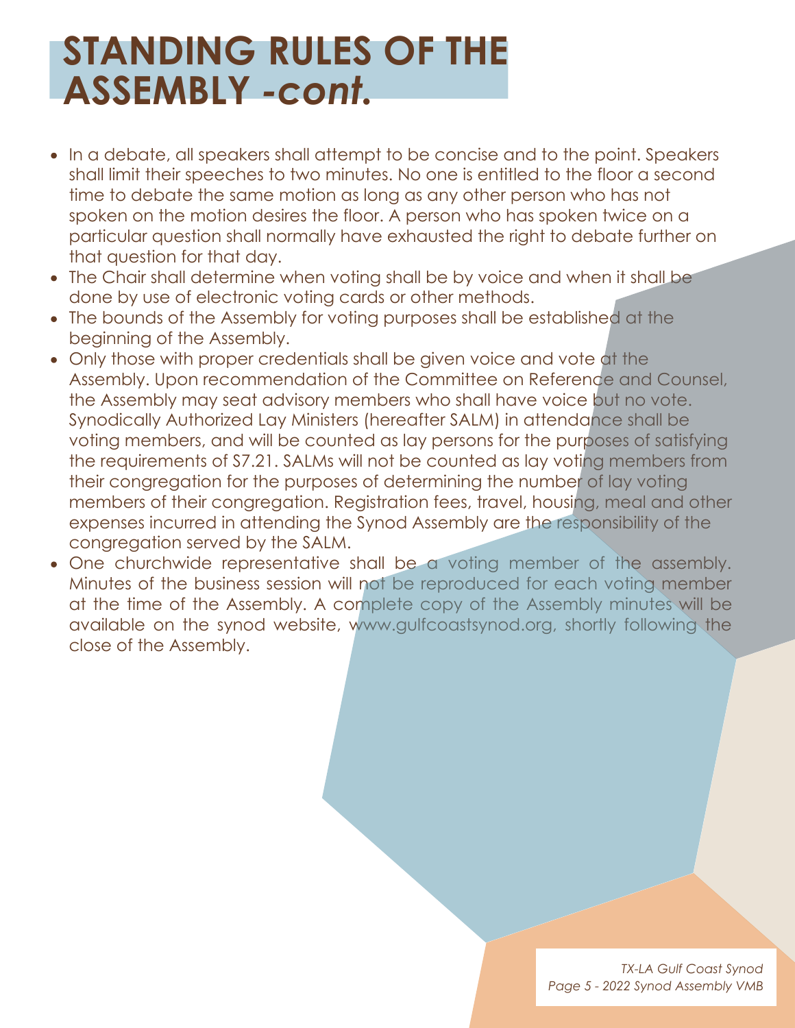# STANDING RULES OF THE ASSEMBLY *-cont.*

- In a debate, all speakers shall attempt to be concise and to the point. Speakers shall limit their speeches to two minutes. No one is entitled to the floor a second time to debate the same motion as long as any other person who has not spoken on the motion desires the floor. A person who has spoken twice on a particular question shall normally have exhausted the right to debate further on that question for that day.
- The Chair shall determine when voting shall be by voice and when it shall be done by use of electronic voting cards or other methods.
- The bounds of the Assembly for voting purposes shall be established at the beginning of the Assembly.
- Only those with proper credentials shall be given voice and vote at the Assembly. Upon recommendation of the Committee on Reference and Counsel, the Assembly may seat advisory members who shall have voice but no vote. Synodically Authorized Lay Ministers (hereafter SALM) in attendance shall be voting members, and will be counted as lay persons for the purposes of satisfying the requirements of S7.21. SALMs will not be counted as lay voting members from their congregation for the purposes of determining the number of lay voting members of their congregation. Registration fees, travel, housing, meal and other expenses incurred in attending the Synod Assembly are the responsibility of the congregation served by the SALM.
- One churchwide representative shall be a voting member of the assembly. Minutes of the business session will not be reproduced for each voting member at the time of the Assembly. A complete copy of the Assembly minutes will be available on the synod website, www.gulfcoastsynod.org, shortly following the close of the Assembly.